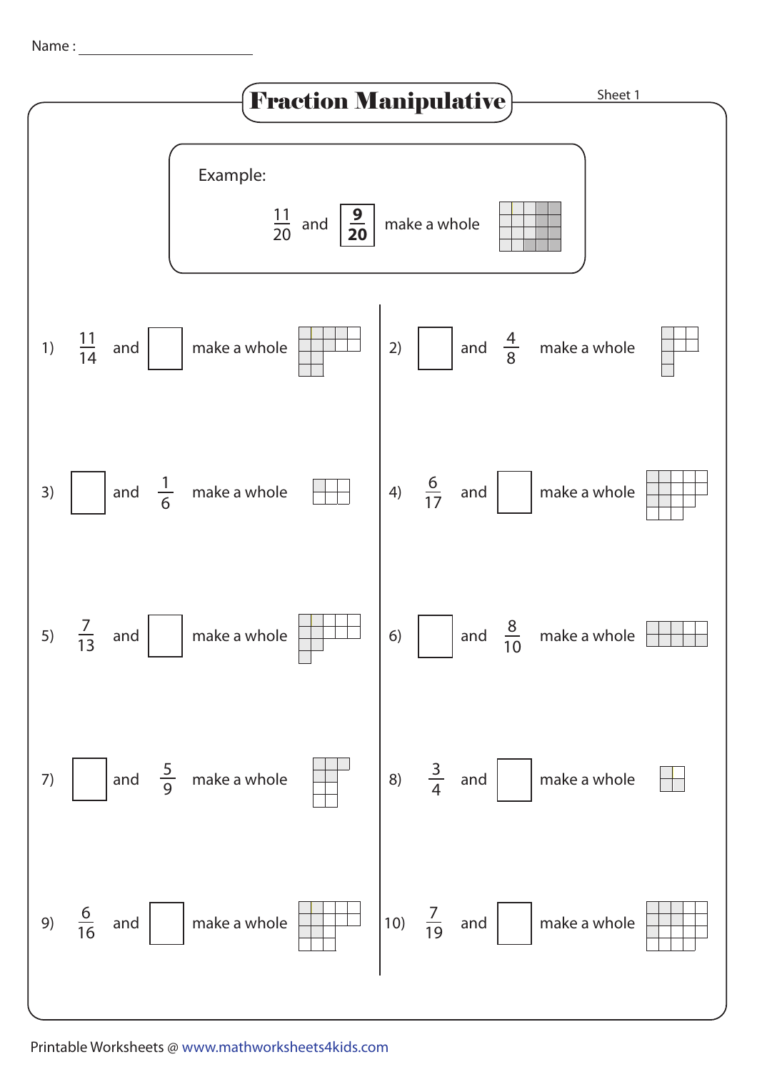Name : ______________________

# Fraction Manipulative

Sheet 1

**Example:**

$\frac{11}{20}$ and $\boxed{\mathbf{\frac{9}{20}}}$ make a whole

1) $\frac{11}{14}$ and ☐ make a whole

2) ☐ and $\frac{4}{8}$ make a whole

3) ☐ and $\frac{1}{6}$ make a whole

4) $\frac{6}{17}$ and ☐ make a whole

5) $\frac{7}{13}$ and ☐ make a whole

6) ☐ and $\frac{8}{10}$ make a whole

7) ☐ and $\frac{5}{9}$ make a whole

8) $\frac{3}{4}$ and ☐ make a whole

9) $\frac{6}{16}$ and ☐ make a whole

10) $\frac{7}{19}$ and ☐ make a whole

Printable Worksheets @ www.mathworksheets4kids.com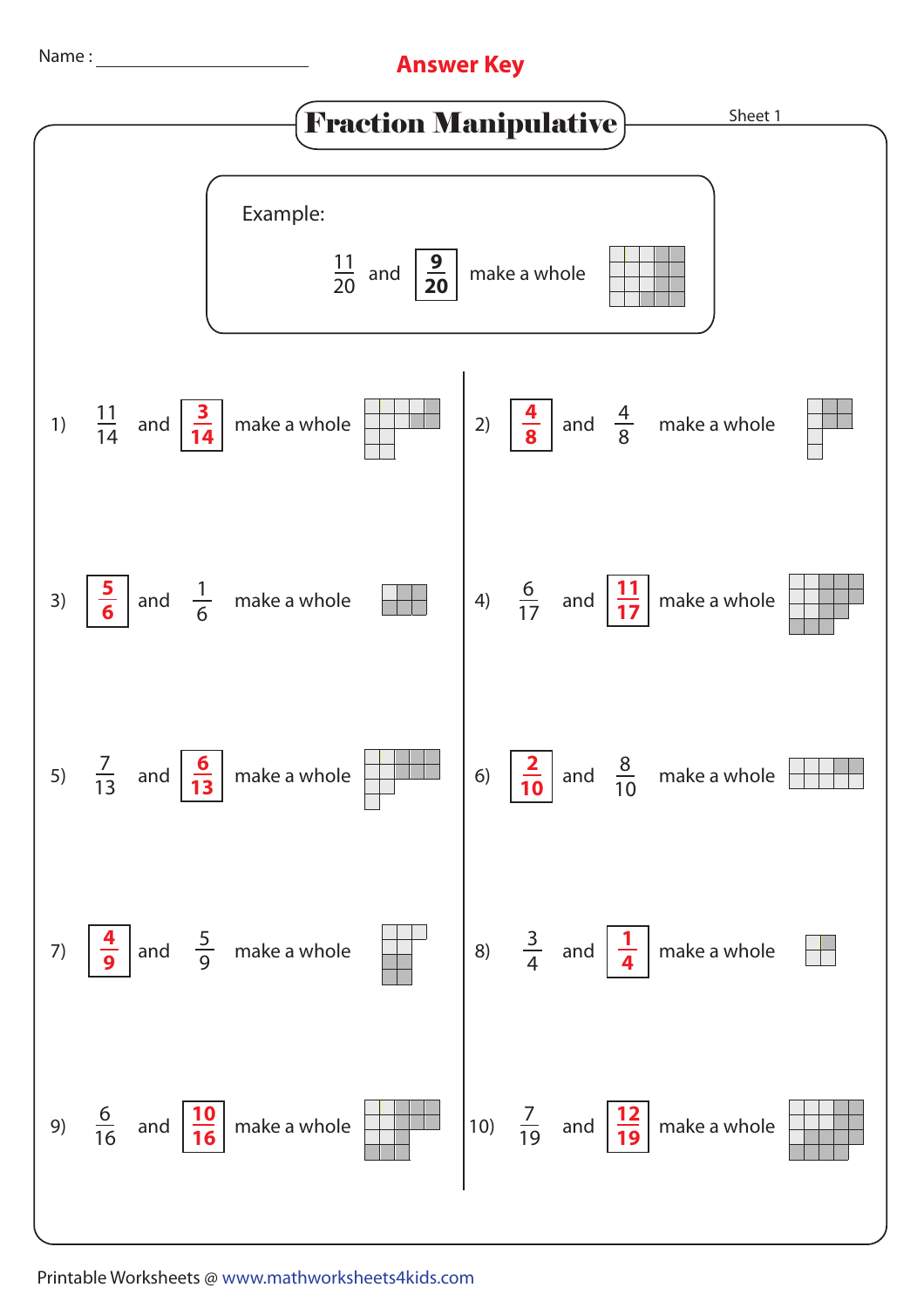Name : ______________________

**Answer Key**

# Fraction Manipulative

Sheet 1

Example:

$\frac{11}{20}$ and **$\frac{9}{20}$** make a whole

1) $\frac{11}{14}$ and **$\frac{3}{14}$** make a whole

2) **$\frac{4}{8}$** and $\frac{4}{8}$ make a whole

3) **$\frac{5}{6}$** and $\frac{1}{6}$ make a whole

4) $\frac{6}{17}$ and **$\frac{11}{17}$** make a whole

5) $\frac{7}{13}$ and **$\frac{6}{13}$** make a whole

6) **$\frac{2}{10}$** and $\frac{8}{10}$ make a whole

7) **$\frac{4}{9}$** and $\frac{5}{9}$ make a whole

8) $\frac{3}{4}$ and **$\frac{1}{4}$** make a whole

9) $\frac{6}{16}$ and **$\frac{10}{16}$** make a whole

10) $\frac{7}{19}$ and **$\frac{12}{19}$** make a whole

Printable Worksheets @ www.mathworksheets4kids.com